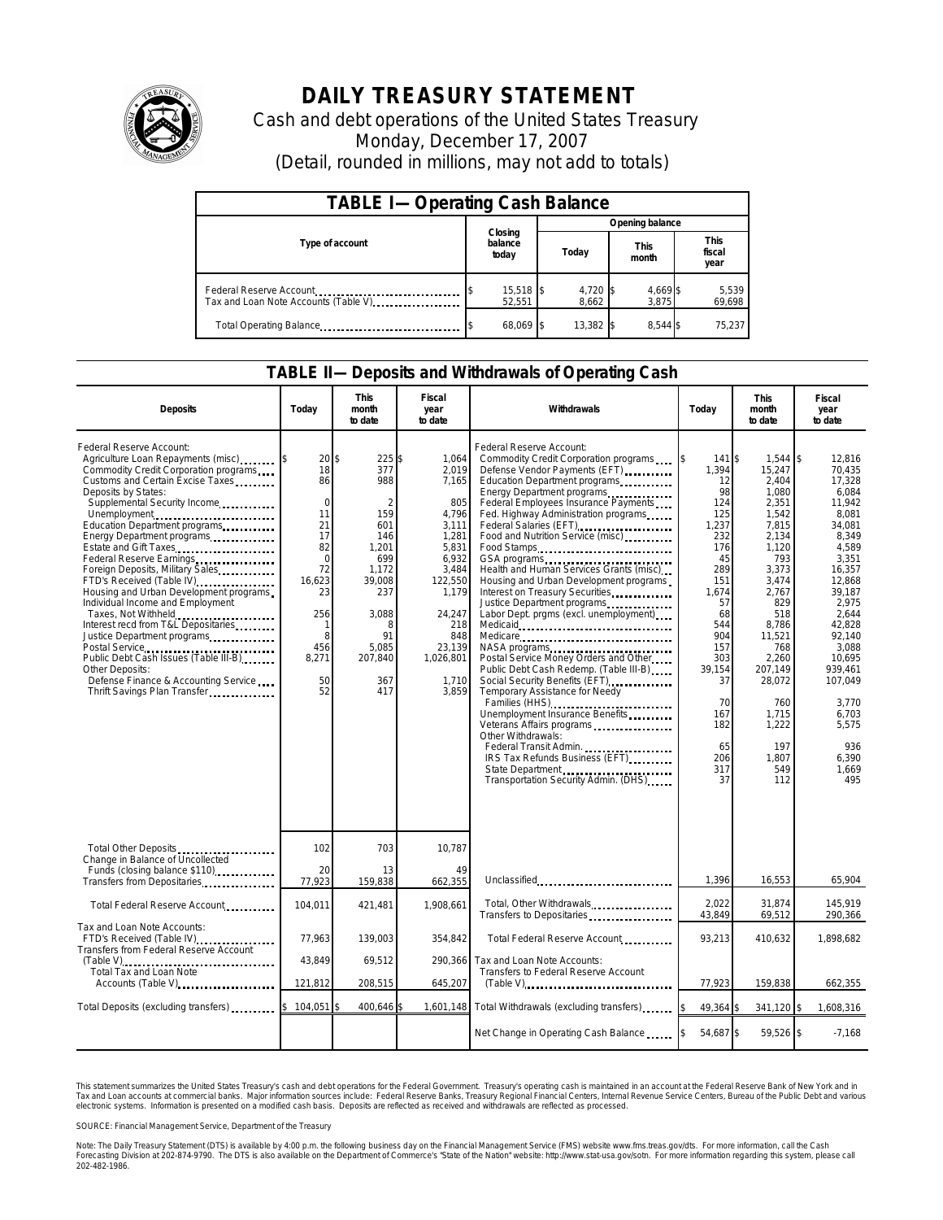# DAILY TREASURY STATEMENT

Cash and debt operations of the United States Treasury

Monday, December 17, 2007

(Detail, rounded in millions, may not add to totals)

| TABLE I—Operating Cash Balance | | | | |
|---|---|---|---|---|
| Type of account | Closing balance today | Opening balance | | |
| | | Today | This month | This fiscal year |
| Federal Reserve Account | $ 15,518 | $ 4,720 | $ 4,669 | $ 5,539 |
| Tax and Loan Note Accounts (Table V) | 52,551 | 8,662 | 3,875 | 69,698 |
| Total Operating Balance | $ 68,069 | $ 13,382 | $ 8,544 | $ 75,237 |

## TABLE II—Deposits and Withdrawals of Operating Cash

| Deposits | Today | This month to date | Fiscal year to date | Withdrawals | Today | This month to date | Fiscal year to date |
|---|---|---|---|---|---|---|---|
| Federal Reserve Account: | | | | Federal Reserve Account: | | | |
| Agriculture Loan Repayments (misc) | $ 20 | $ 225 | $ 1,064 | Commodity Credit Corporation programs | $ 141 | $ 1,544 | $ 12,816 |
| Commodity Credit Corporation programs | 18 | 377 | 2,019 | Defense Vendor Payments (EFT) | 1,394 | 15,247 | 70,435 |
| Customs and Certain Excise Taxes | 86 | 988 | 7,165 | Education Department programs | 12 | 2,404 | 17,328 |
| Deposits by States: | | | | Energy Department programs | 98 | 1,080 | 6,084 |
| Supplemental Security Income | 0 | 2 | 805 | Federal Employees Insurance Payments | 124 | 2,351 | 11,942 |
| Unemployment | 11 | 159 | 4,796 | Fed. Highway Administration programs | 125 | 1,542 | 8,081 |
| Education Department programs | 21 | 601 | 3,111 | Federal Salaries (EFT) | 1,237 | 7,815 | 34,081 |
| Energy Department programs | 17 | 146 | 1,281 | Food and Nutrition Service (misc) | 232 | 2,134 | 8,349 |
| Estate and Gift Taxes | 82 | 1,201 | 5,831 | Food Stamps | 176 | 1,120 | 4,589 |
| Federal Reserve Earnings | 0 | 699 | 6,932 | GSA programs | 45 | 793 | 3,351 |
| Foreign Deposits, Military Sales | 72 | 1,172 | 3,484 | Health and Human Services Grants (misc) | 289 | 3,373 | 16,357 |
| FTD's Received (Table IV) | 16,623 | 39,008 | 122,550 | Housing and Urban Development programs | 151 | 3,474 | 12,868 |
| Housing and Urban Development programs | 23 | 237 | 1,179 | Interest on Treasury Securities | 1,674 | 2,767 | 39,187 |
| Individual Income and Employment | | | | Justice Department programs | 57 | 829 | 2,975 |
| Taxes, Not Withheld | 256 | 3,088 | 24,247 | Labor Dept. prgms (excl. unemployment) | 68 | 518 | 2,644 |
| Interest recd from T&L Depositaries | 1 | 8 | 218 | Medicaid | 544 | 8,786 | 42,828 |
| Justice Department programs | 8 | 91 | 848 | Medicare | 904 | 11,521 | 92,140 |
| Postal Service | 456 | 5,085 | 23,139 | NASA programs | 157 | 768 | 3,088 |
| Public Debt Cash Issues (Table III-B) | 8,271 | 207,840 | 1,026,801 | Postal Service Money Orders and Other | 303 | 2,260 | 10,695 |
| Other Deposits: | | | | Public Debt Cash Redemp. (Table III-B) | 39,154 | 207,149 | 939,461 |
| Defense Finance & Accounting Service | 50 | 367 | 1,710 | Social Security Benefits (EFT) | 37 | 28,072 | 107,049 |
| Thrift Savings Plan Transfer | 52 | 417 | 3,859 | Temporary Assistance for Needy | | | |
| | | | | Families (HHS) | 70 | 760 | 3,770 |
| | | | | Unemployment Insurance Benefits | 167 | 1,715 | 6,703 |
| | | | | Veterans Affairs programs | 182 | 1,222 | 5,575 |
| | | | | Other Withdrawals: | | | |
| | | | | Federal Transit Admin. | 65 | 197 | 936 |
| | | | | IRS Tax Refunds Business (EFT) | 206 | 1,807 | 6,390 |
| | | | | State Department | 317 | 549 | 1,669 |
| | | | | Transportation Security Admin. (DHS) | 37 | 112 | 495 |
| Total Other Deposits | 102 | 703 | 10,787 | | | | |
| Change in Balance of Uncollected | | | | | | | |
| Funds (closing balance $110) | 20 | 13 | 49 | | | | |
| Transfers from Depositaries | 77,923 | 159,838 | 662,355 | Unclassified | 1,396 | 16,553 | 65,904 |
| Total Federal Reserve Account | 104,011 | 421,481 | 1,908,661 | Total, Other Withdrawals | 2,022 | 31,874 | 145,919 |
| | | | | Transfers to Depositaries | 43,849 | 69,512 | 290,366 |
| Tax and Loan Note Accounts: | | | | | | | |
| FTD's Received (Table IV) | 77,963 | 139,003 | 354,842 | Total Federal Reserve Account | 93,213 | 410,632 | 1,898,682 |
| Transfers from Federal Reserve Account (Table V) | 43,849 | 69,512 | 290,366 | Tax and Loan Note Accounts: | | | |
| Total Tax and Loan Note Accounts (Table V) | 121,812 | 208,515 | 645,207 | Transfers to Federal Reserve Account (Table V) | 77,923 | 159,838 | 662,355 |
| Total Deposits (excluding transfers) | $ 104,051 | $ 400,646 | $ 1,601,148 | Total Withdrawals (excluding transfers) | $ 49,364 | $ 341,120 | $ 1,608,316 |
| | | | | Net Change in Operating Cash Balance | $ 54,687 | $ 59,526 | $ -7,168 |

This statement summarizes the United States Treasury's cash and debt operations for the Federal Government. Treasury's operating cash is maintained in an account at the Federal Reserve Bank of New York and in Tax and Loan accounts at commercial banks. Major information sources include: Federal Reserve Banks, Treasury Regional Financial Centers, Internal Revenue Service Centers, Bureau of the Public Debt and various electronic systems. Information is presented on a modified cash basis. Deposits are reflected as received and withdrawals are reflected as processed.

SOURCE: Financial Management Service, Department of the Treasury

Note: The Daily Treasury Statement (DTS) is available by 4:00 p.m. the following business day on the Financial Management Service (FMS) website www.fms.treas.gov/dts. For more information, call the Cash Forecasting Division at 202-874-9790. The DTS is also available on the Department of Commerce's "State of the Nation" website: http://www.stat-usa.gov/sotn. For more information regarding this system, please call 202-482-1986.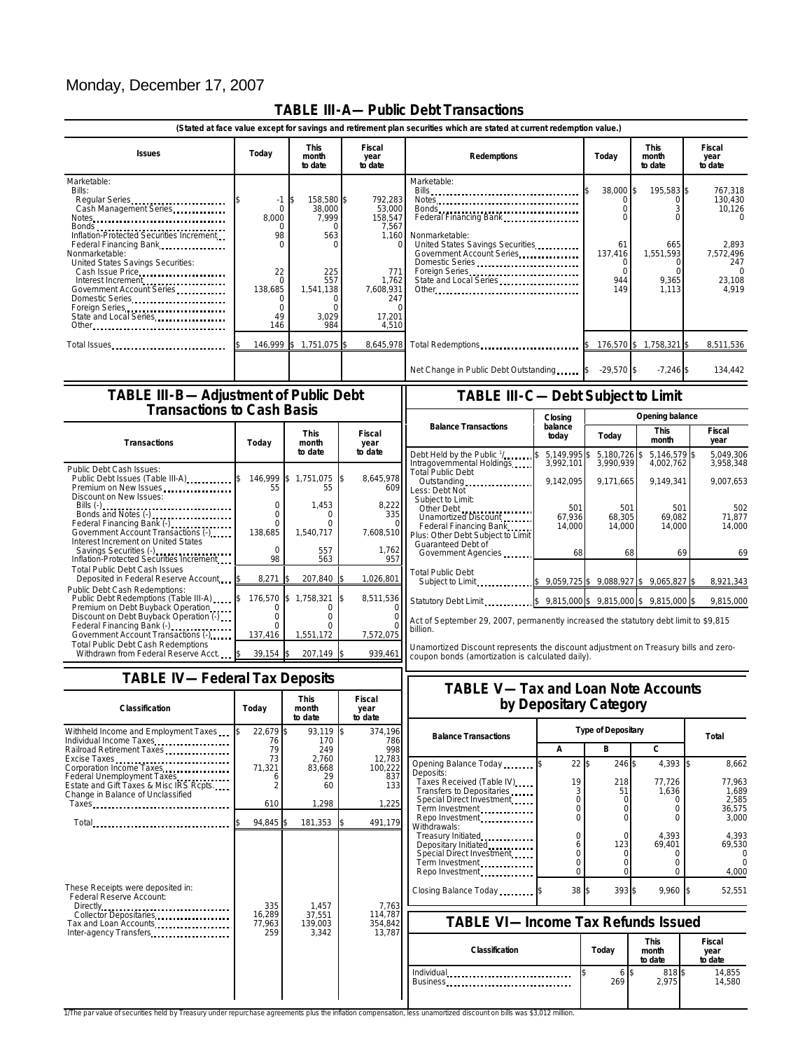Monday, December 17, 2007

## TABLE III-A— Public Debt Transactions

(Stated at face value except for savings and retirement plan securities which are stated at current redemption value.)

| Issues | Today | This month to date | Fiscal year to date | Redemptions | Today | This month to date | Fiscal year to date |
|---|---|---|---|---|---|---|---|
| Marketable: | | | | Marketable: | | | |
| Bills: | | | | Bills | $ 38,000 | $ 195,583 | $ 767,318 |
| Regular Series | $ -1 | $ 158,580 | $ 792,283 | Notes | 0 | 0 | 130,430 |
| Cash Management Series | 0 | 38,000 | 53,000 | Bonds | 0 | 3 | 10,126 |
| Notes | 8,000 | 7,999 | 158,547 | Federal Financing Bank | 0 | 0 | 0 |
| Bonds | 0 | 0 | 7,567 | | | | |
| Inflation-Protected Securities Increment | 98 | 563 | 1,160 | Nonmarketable: | | | |
| Federal Financing Bank | 0 | 0 | 0 | United States Savings Securities | 61 | 665 | 2,893 |
| Nonmarketable: | | | | Government Account Series | 137,416 | 1,551,593 | 7,572,496 |
| United States Savings Securities: | | | | Domestic Series | 0 | 0 | 247 |
| Cash Issue Price | 22 | 225 | 771 | Foreign Series | 0 | 0 | 0 |
| Interest Increment | 0 | 557 | 1,762 | State and Local Series | 944 | 9,365 | 23,108 |
| Government Account Series | 138,685 | 1,541,138 | 7,608,931 | Other | 149 | 1,113 | 4,919 |
| Domestic Series | 0 | 0 | 247 | | | | |
| Foreign Series | 0 | 0 | 0 | | | | |
| State and Local Series | 49 | 3,029 | 17,201 | | | | |
| Other | 146 | 984 | 4,510 | | | | |
| Total Issues | $ 146,999 | $ 1,751,075 | $ 8,645,978 | Total Redemptions | $ 176,570 | $ 1,758,321 | $ 8,511,536 |
| | | | | Net Change in Public Debt Outstanding | $ -29,570 | $ -7,246 | $ 134,442 |

## TABLE III-B— Adjustment of Public Debt Transactions to Cash Basis

| Transactions | Today | This month to date | Fiscal year to date |
|---|---|---|---|
| Public Debt Cash Issues: | | | |
| Public Debt Issues (Table III-A) | $ 146,999 | $ 1,751,075 | $ 8,645,978 |
| Premium on New Issues | 55 | 55 | 609 |
| Discount on New Issues: | | | |
| Bills (-) | 0 | 1,453 | 8,222 |
| Bonds and Notes (-) | 0 | 0 | 335 |
| Federal Financing Bank (-) | 0 | 0 | 0 |
| Government Account Transactions (-) | 138,685 | 1,540,717 | 7,608,510 |
| Interest Increment on United States Savings Securities (-) | 0 | 557 | 1,762 |
| Inflation-Protected Securities Increment | 98 | 563 | 957 |
| Total Public Debt Cash Issues Deposited in Federal Reserve Account | $ 8,271 | $ 207,840 | $ 1,026,801 |
| Public Debt Cash Redemptions: | | | |
| Public Debt Redemptions (Table III-A) | $ 176,570 | $ 1,758,321 | $ 8,511,536 |
| Premium on Debt Buyback Operation | 0 | 0 | 0 |
| Discount on Debt Buyback Operation (-) | 0 | 0 | 0 |
| Federal Financing Bank (-) | 0 | 0 | 0 |
| Government Account Transactions (-) | 137,416 | 1,551,172 | 7,572,075 |
| Total Public Debt Cash Redemptions Withdrawn from Federal Reserve Acct. | $ 39,154 | $ 207,149 | $ 939,461 |

## TABLE III-C— Debt Subject to Limit

| Balance Transactions | Closing balance today | Opening balance Today | This month | Fiscal year |
|---|---|---|---|---|
| Debt Held by the Public 1/ | $ 5,149,995 | $ 5,180,726 | $ 5,146,579 | $ 5,049,306 |
| Intragovernmental Holdings | 3,992,101 | 3,990,939 | 4,002,762 | 3,958,348 |
| Total Public Debt Outstanding | 9,142,095 | 9,171,665 | 9,149,341 | 9,007,653 |
| Less: Debt Not Subject to Limit: | | | | |
| Other Debt | 501 | 501 | 501 | 502 |
| Unamortized Discount | 67,936 | 68,305 | 69,082 | 71,877 |
| Federal Financing Bank | 14,000 | 14,000 | 14,000 | 14,000 |
| Plus: Other Debt Subject to Limit Guaranteed Debt of Government Agencies | 68 | 68 | 69 | 69 |
| Total Public Debt Subject to Limit | $ 9,059,725 | $ 9,088,927 | $ 9,065,827 | $ 8,921,343 |
| Statutory Debt Limit | $ 9,815,000 | $ 9,815,000 | $ 9,815,000 | $ 9,815,000 |

Act of September 29, 2007, permanently increased the statutory debt limit to $9,815 billion.

Unamortized Discount represents the discount adjustment on Treasury bills and zero-coupon bonds (amortization is calculated daily).

## TABLE IV— Federal Tax Deposits

| Classification | Today | This month to date | Fiscal year to date |
|---|---|---|---|
| Withheld Income and Employment Taxes | $ 22,679 | $ 93,119 | $ 374,196 |
| Individual Income Taxes | 76 | 170 | 786 |
| Railroad Retirement Taxes | 79 | 249 | 998 |
| Excise Taxes | 73 | 2,760 | 12,783 |
| Corporation Income Taxes | 71,321 | 83,668 | 100,222 |
| Federal Unemployment Taxes | 6 | 29 | 837 |
| Estate and Gift Taxes & Misc IRS Rcpts. | 2 | 60 | 133 |
| Change in Balance of Unclassified Taxes | 610 | 1,298 | 1,225 |
| Total | $ 94,845 | $ 181,353 | $ 491,179 |
| These Receipts were deposited in: | | | |
| Federal Reserve Account: | | | |
| Directly | 335 | 1,457 | 7,763 |
| Collector Depositaries | 16,289 | 37,551 | 114,787 |
| Tax and Loan Accounts | 77,963 | 139,003 | 354,842 |
| Inter-agency Transfers | 259 | 3,342 | 13,787 |

## TABLE V— Tax and Loan Note Accounts by Depositary Category

| Balance Transactions | Type of Depositary A | B | C | Total |
|---|---|---|---|---|
| Opening Balance Today | $ 22 | $ 246 | $ 4,393 | $ 8,662 |
| Deposits: | | | | |
| Taxes Received (Table IV) | 19 | 218 | 77,726 | 77,963 |
| Transfers to Depositaries | 3 | 51 | 1,636 | 1,689 |
| Special Direct Investment | 0 | 0 | 0 | 2,585 |
| Term Investment | 0 | 0 | 0 | 36,575 |
| Repo Investment | 0 | 0 | 0 | 3,000 |
| Withdrawals: | | | | |
| Treasury Initiated | 0 | 0 | 4,393 | 4,393 |
| Depositary Initiated | 6 | 123 | 69,401 | 69,530 |
| Special Direct Investment | 0 | 0 | 0 | 0 |
| Term Investment | 0 | 0 | 0 | 0 |
| Repo Investment | 0 | 0 | 0 | 4,000 |
| Closing Balance Today | $ 38 | $ 393 | $ 9,960 | $ 52,551 |

## TABLE VI— Income Tax Refunds Issued

| Classification | Today | This month to date | Fiscal year to date |
|---|---|---|---|
| Individual | $ 6 | $ 818 | $ 14,855 |
| Business | 269 | 2,975 | 14,580 |

1/The par value of securities held by Treasury under repurchase agreements plus the inflation compensation, less unamortized discount on bills was $3,012 million.